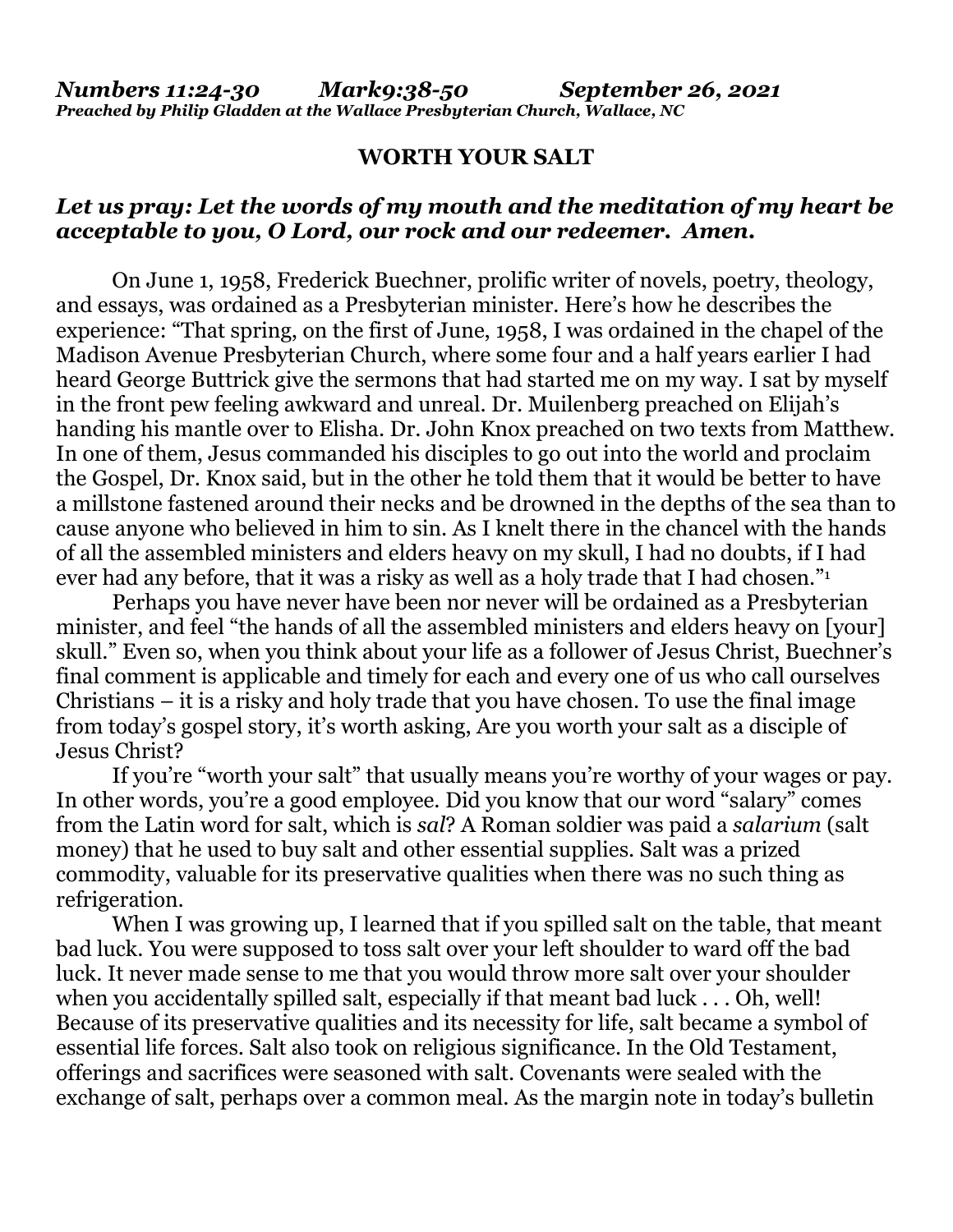***Numbers 11:24-30 Mark9:38-50 September 26, 2021***
***Preached by Philip Gladden at the Wallace Presbyterian Church, Wallace, NC***

# WORTH YOUR SALT

***Let us pray: Let the words of my mouth and the meditation of my heart be acceptable to you, O Lord, our rock and our redeemer. Amen.***

On June 1, 1958, Frederick Buechner, prolific writer of novels, poetry, theology, and essays, was ordained as a Presbyterian minister. Here's how he describes the experience: "That spring, on the first of June, 1958, I was ordained in the chapel of the Madison Avenue Presbyterian Church, where some four and a half years earlier I had heard George Buttrick give the sermons that had started me on my way. I sat by myself in the front pew feeling awkward and unreal. Dr. Muilenberg preached on Elijah's handing his mantle over to Elisha. Dr. John Knox preached on two texts from Matthew. In one of them, Jesus commanded his disciples to go out into the world and proclaim the Gospel, Dr. Knox said, but in the other he told them that it would be better to have a millstone fastened around their necks and be drowned in the depths of the sea than to cause anyone who believed in him to sin. As I knelt there in the chancel with the hands of all the assembled ministers and elders heavy on my skull, I had no doubts, if I had ever had any before, that it was a risky as well as a holy trade that I had chosen."[1]

Perhaps you have never have been nor never will be ordained as a Presbyterian minister, and feel "the hands of all the assembled ministers and elders heavy on [your] skull." Even so, when you think about your life as a follower of Jesus Christ, Buechner's final comment is applicable and timely for each and every one of us who call ourselves Christians – it is a risky and holy trade that you have chosen. To use the final image from today's gospel story, it's worth asking, Are you worth your salt as a disciple of Jesus Christ?

If you're "worth your salt" that usually means you're worthy of your wages or pay. In other words, you're a good employee. Did you know that our word "salary" comes from the Latin word for salt, which is *sal*? A Roman soldier was paid a *salarium* (salt money) that he used to buy salt and other essential supplies. Salt was a prized commodity, valuable for its preservative qualities when there was no such thing as refrigeration.

When I was growing up, I learned that if you spilled salt on the table, that meant bad luck. You were supposed to toss salt over your left shoulder to ward off the bad luck. It never made sense to me that you would throw more salt over your shoulder when you accidentally spilled salt, especially if that meant bad luck . . . Oh, well! Because of its preservative qualities and its necessity for life, salt became a symbol of essential life forces. Salt also took on religious significance. In the Old Testament, offerings and sacrifices were seasoned with salt. Covenants were sealed with the exchange of salt, perhaps over a common meal. As the margin note in today's bulletin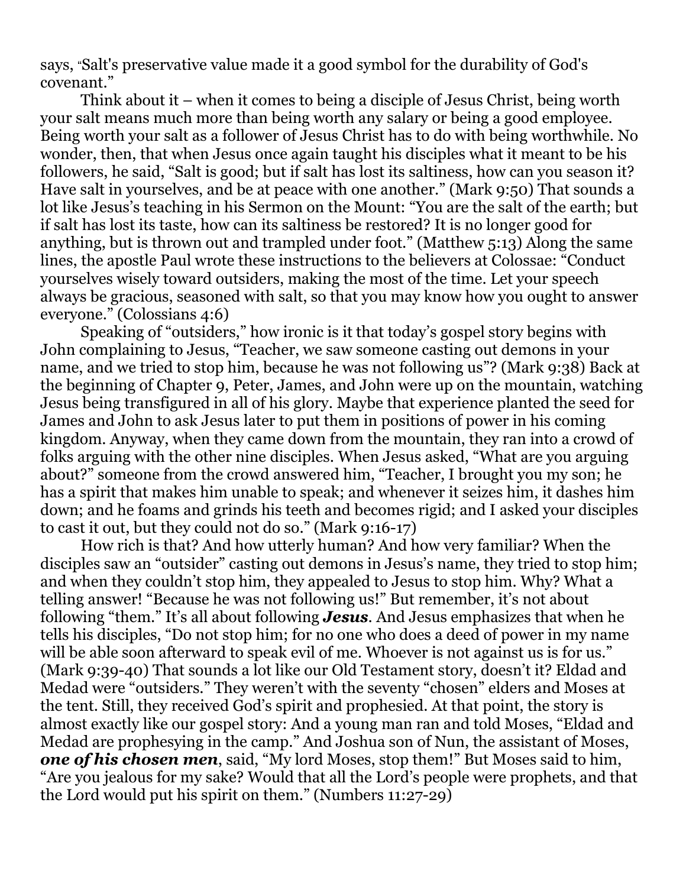says, "Salt's preservative value made it a good symbol for the durability of God's covenant."

Think about it – when it comes to being a disciple of Jesus Christ, being worth your salt means much more than being worth any salary or being a good employee. Being worth your salt as a follower of Jesus Christ has to do with being worthwhile. No wonder, then, that when Jesus once again taught his disciples what it meant to be his followers, he said, "Salt is good; but if salt has lost its saltiness, how can you season it? Have salt in yourselves, and be at peace with one another." (Mark 9:50) That sounds a lot like Jesus's teaching in his Sermon on the Mount: "You are the salt of the earth; but if salt has lost its taste, how can its saltiness be restored? It is no longer good for anything, but is thrown out and trampled under foot." (Matthew 5:13) Along the same lines, the apostle Paul wrote these instructions to the believers at Colossae: "Conduct yourselves wisely toward outsiders, making the most of the time. Let your speech always be gracious, seasoned with salt, so that you may know how you ought to answer everyone." (Colossians 4:6)

Speaking of "outsiders," how ironic is it that today's gospel story begins with John complaining to Jesus, "Teacher, we saw someone casting out demons in your name, and we tried to stop him, because he was not following us"? (Mark 9:38) Back at the beginning of Chapter 9, Peter, James, and John were up on the mountain, watching Jesus being transfigured in all of his glory. Maybe that experience planted the seed for James and John to ask Jesus later to put them in positions of power in his coming kingdom. Anyway, when they came down from the mountain, they ran into a crowd of folks arguing with the other nine disciples. When Jesus asked, "What are you arguing about?" someone from the crowd answered him, "Teacher, I brought you my son; he has a spirit that makes him unable to speak; and whenever it seizes him, it dashes him down; and he foams and grinds his teeth and becomes rigid; and I asked your disciples to cast it out, but they could not do so." (Mark 9:16-17)

How rich is that? And how utterly human? And how very familiar? When the disciples saw an "outsider" casting out demons in Jesus's name, they tried to stop him; and when they couldn't stop him, they appealed to Jesus to stop him. Why? What a telling answer! "Because he was not following us!" But remember, it's not about following "them." It's all about following ***Jesus***. And Jesus emphasizes that when he tells his disciples, "Do not stop him; for no one who does a deed of power in my name will be able soon afterward to speak evil of me. Whoever is not against us is for us." (Mark 9:39-40) That sounds a lot like our Old Testament story, doesn't it? Eldad and Medad were "outsiders." They weren't with the seventy "chosen" elders and Moses at the tent. Still, they received God's spirit and prophesied. At that point, the story is almost exactly like our gospel story: And a young man ran and told Moses, "Eldad and Medad are prophesying in the camp." And Joshua son of Nun, the assistant of Moses, ***one of his chosen men***, said, "My lord Moses, stop them!" But Moses said to him, "Are you jealous for my sake? Would that all the Lord's people were prophets, and that the Lord would put his spirit on them." (Numbers 11:27-29)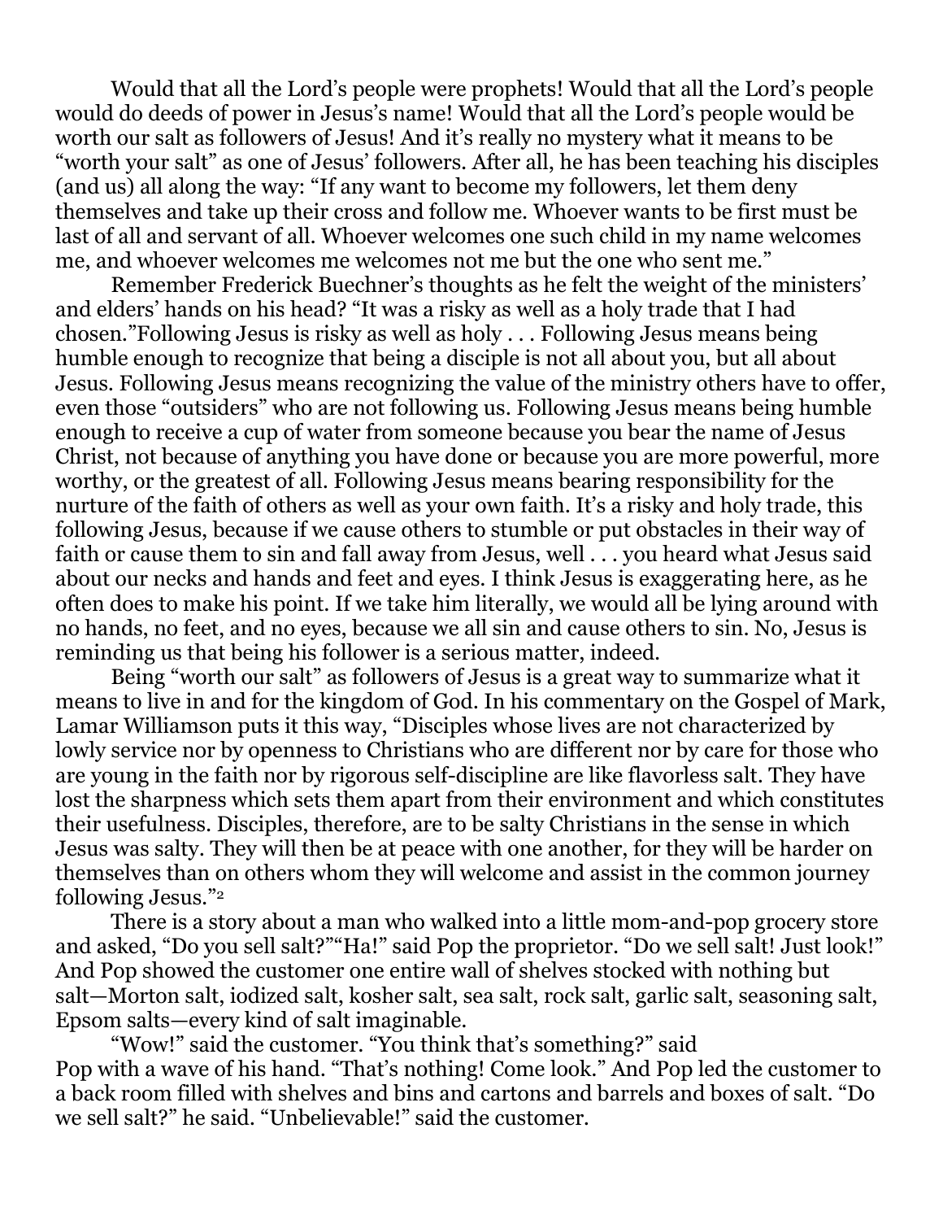Would that all the Lord's people were prophets! Would that all the Lord's people would do deeds of power in Jesus's name! Would that all the Lord's people would be worth our salt as followers of Jesus! And it's really no mystery what it means to be "worth your salt" as one of Jesus' followers. After all, he has been teaching his disciples (and us) all along the way: "If any want to become my followers, let them deny themselves and take up their cross and follow me. Whoever wants to be first must be last of all and servant of all. Whoever welcomes one such child in my name welcomes me, and whoever welcomes me welcomes not me but the one who sent me."

Remember Frederick Buechner's thoughts as he felt the weight of the ministers' and elders' hands on his head? "It was a risky as well as a holy trade that I had chosen."Following Jesus is risky as well as holy . . . Following Jesus means being humble enough to recognize that being a disciple is not all about you, but all about Jesus. Following Jesus means recognizing the value of the ministry others have to offer, even those "outsiders" who are not following us. Following Jesus means being humble enough to receive a cup of water from someone because you bear the name of Jesus Christ, not because of anything you have done or because you are more powerful, more worthy, or the greatest of all. Following Jesus means bearing responsibility for the nurture of the faith of others as well as your own faith. It's a risky and holy trade, this following Jesus, because if we cause others to stumble or put obstacles in their way of faith or cause them to sin and fall away from Jesus, well . . . you heard what Jesus said about our necks and hands and feet and eyes. I think Jesus is exaggerating here, as he often does to make his point. If we take him literally, we would all be lying around with no hands, no feet, and no eyes, because we all sin and cause others to sin. No, Jesus is reminding us that being his follower is a serious matter, indeed.

Being "worth our salt" as followers of Jesus is a great way to summarize what it means to live in and for the kingdom of God. In his commentary on the Gospel of Mark, Lamar Williamson puts it this way, "Disciples whose lives are not characterized by lowly service nor by openness to Christians who are different nor by care for those who are young in the faith nor by rigorous self-discipline are like flavorless salt. They have lost the sharpness which sets them apart from their environment and which constitutes their usefulness. Disciples, therefore, are to be salty Christians in the sense in which Jesus was salty. They will then be at peace with one another, for they will be harder on themselves than on others whom they will welcome and assist in the common journey following Jesus."[2]

There is a story about a man who walked into a little mom-and-pop grocery store and asked, "Do you sell salt?""Ha!" said Pop the proprietor. "Do we sell salt! Just look!" And Pop showed the customer one entire wall of shelves stocked with nothing but salt—Morton salt, iodized salt, kosher salt, sea salt, rock salt, garlic salt, seasoning salt, Epsom salts—every kind of salt imaginable.

"Wow!" said the customer. "You think that's something?" said Pop with a wave of his hand. "That's nothing! Come look." And Pop led the customer to a back room filled with shelves and bins and cartons and barrels and boxes of salt. "Do we sell salt?" he said. "Unbelievable!" said the customer.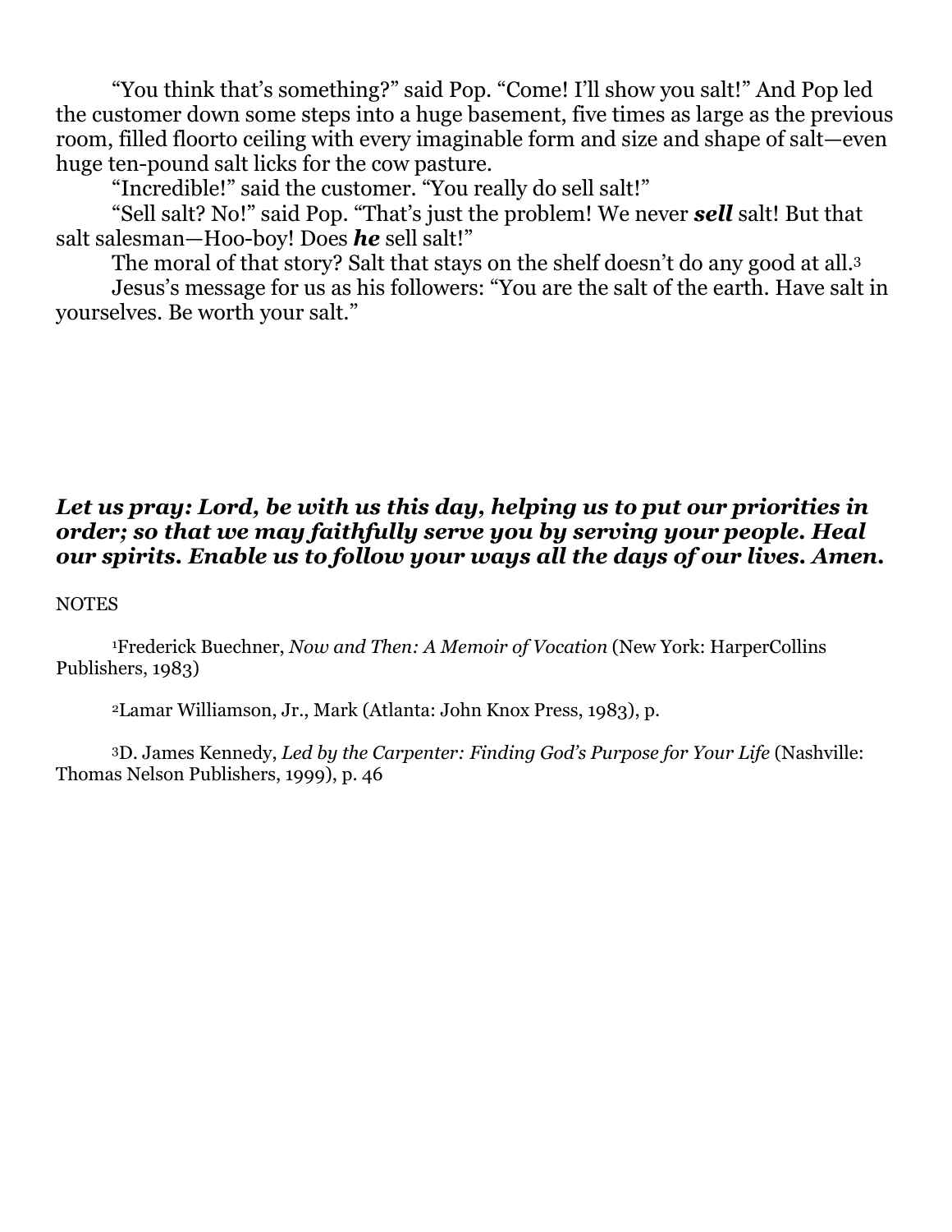"You think that's something?" said Pop. "Come! I'll show you salt!" And Pop led the customer down some steps into a huge basement, five times as large as the previous room, filled floorto ceiling with every imaginable form and size and shape of salt—even huge ten-pound salt licks for the cow pasture.

"Incredible!" said the customer. "You really do sell salt!"

"Sell salt? No!" said Pop. "That's just the problem! We never ***sell*** salt! But that salt salesman—Hoo-boy! Does ***he*** sell salt!"

The moral of that story? Salt that stays on the shelf doesn't do any good at all.[3]

Jesus's message for us as his followers: "You are the salt of the earth. Have salt in yourselves. Be worth your salt."

***Let us pray: Lord, be with us this day, helping us to put our priorities in order; so that we may faithfully serve you by serving your people. Heal our spirits. Enable us to follow your ways all the days of our lives. Amen.***

NOTES

[1]Frederick Buechner, *Now and Then: A Memoir of Vocation* (New York: HarperCollins Publishers, 1983)

[2]Lamar Williamson, Jr., Mark (Atlanta: John Knox Press, 1983), p.

[3]D. James Kennedy, *Led by the Carpenter: Finding God's Purpose for Your Life* (Nashville: Thomas Nelson Publishers, 1999), p. 46